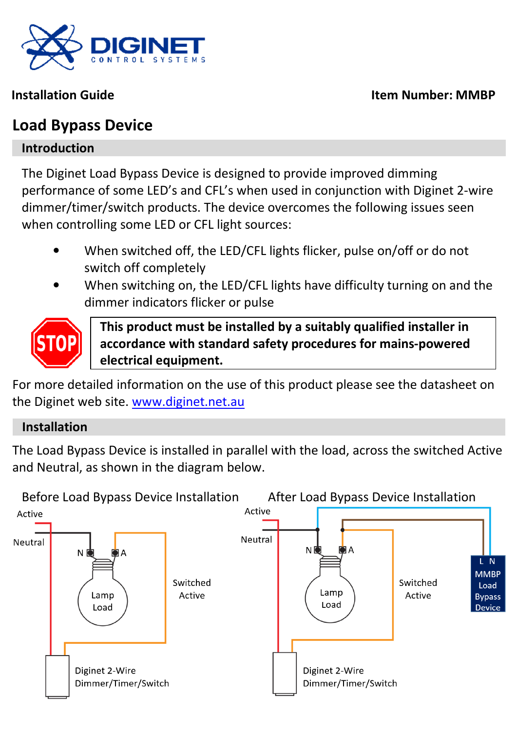DIGINET
CONTROL SYSTEMS

**Installation Guide** **Item Number: MMBP**

# Load Bypass Device

## Introduction

The Diginet Load Bypass Device is designed to provide improved dimming performance of some LED's and CFL's when used in conjunction with Diginet 2-wire dimmer/timer/switch products. The device overcomes the following issues seen when controlling some LED or CFL light sources:

- When switched off, the LED/CFL lights flicker, pulse on/off or do not switch off completely
- When switching on, the LED/CFL lights have difficulty turning on and the dimmer indicators flicker or pulse

STOP

**This product must be installed by a suitably qualified installer in accordance with standard safety procedures for mains-powered electrical equipment.**

For more detailed information on the use of this product please see the datasheet on the Diginet web site. [www.diginet.net.au](http://www.diginet.net.au)

## Installation

The Load Bypass Device is installed in parallel with the load, across the switched Active and Neutral, as shown in the diagram below.

Before Load Bypass Device Installation

Active
Neutral
N
A
Lamp Load
Switched Active
Diginet 2-Wire Dimmer/Timer/Switch

After Load Bypass Device Installation

Active
Neutral
N
A
Lamp Load
Switched Active
L N
MMBP Load Bypass Device
Diginet 2-Wire Dimmer/Timer/Switch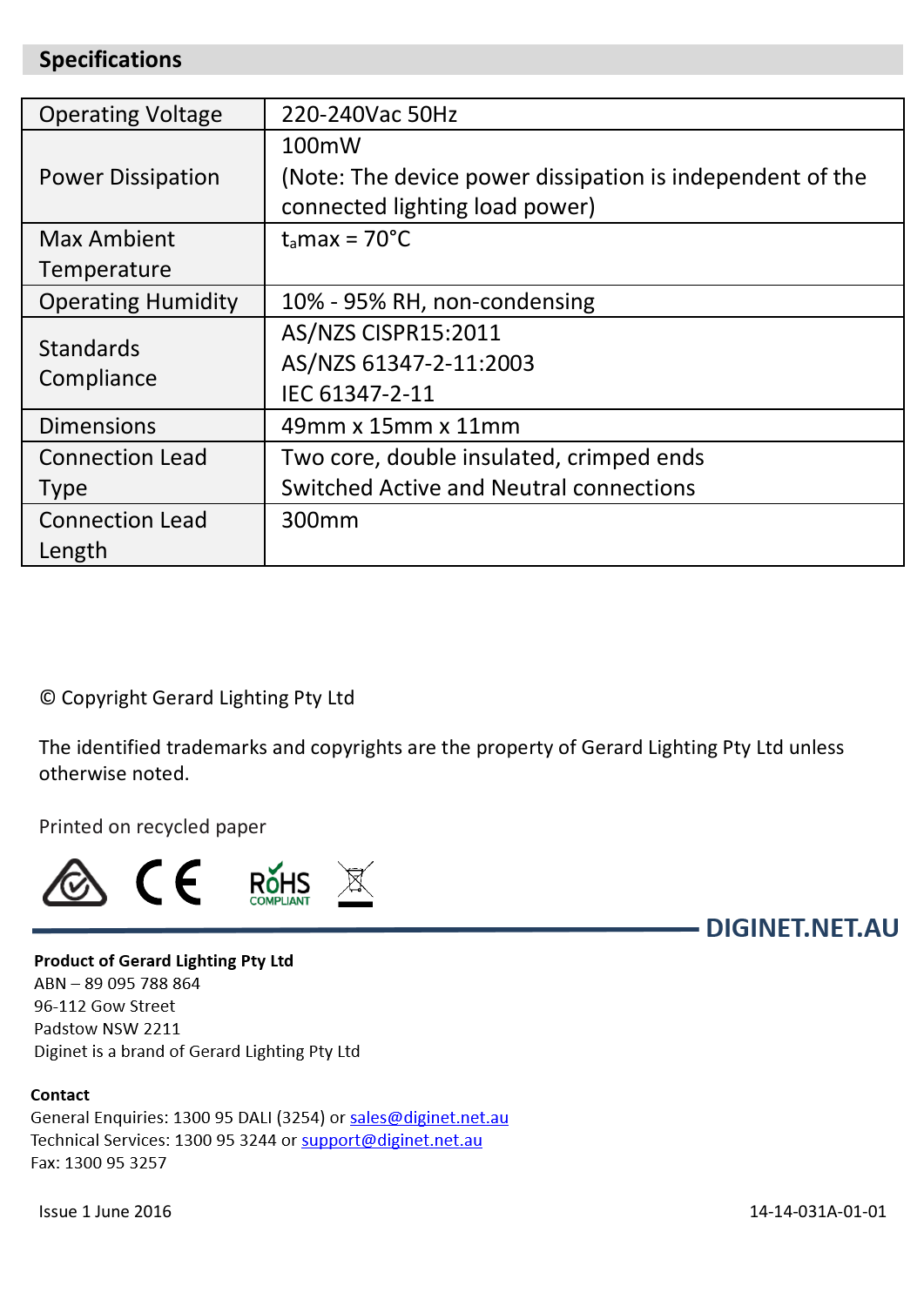## Specifications

| | |
|---|---|
| Operating Voltage | 220-240Vac 50Hz |
| Power Dissipation | 100mW<br>(Note: The device power dissipation is independent of the connected lighting load power) |
| Max Ambient Temperature | $t_a max$ = 70°C |
| Operating Humidity | 10% - 95% RH, non-condensing |
| Standards Compliance | AS/NZS CISPR15:2011<br>AS/NZS 61347-2-11:2003<br>IEC 61347-2-11 |
| Dimensions | 49mm x 15mm x 11mm |
| Connection Lead Type | Two core, double insulated, crimped ends<br>Switched Active and Neutral connections |
| Connection Lead Length | 300mm |

© Copyright Gerard Lighting Pty Ltd

The identified trademarks and copyrights are the property of Gerard Lighting Pty Ltd unless otherwise noted.

Printed on recycled paper

RoHS COMPLIANT

DIGINET.NET.AU

**Product of Gerard Lighting Pty Ltd**
ABN – 89 095 788 864
96-112 Gow Street
Padstow NSW 2211
Diginet is a brand of Gerard Lighting Pty Ltd

**Contact**
General Enquiries: 1300 95 DALI (3254) or sales@diginet.net.au
Technical Services: 1300 95 3244 or support@diginet.net.au
Fax: 1300 95 3257

Issue 1 June 2016 14-14-031A-01-01